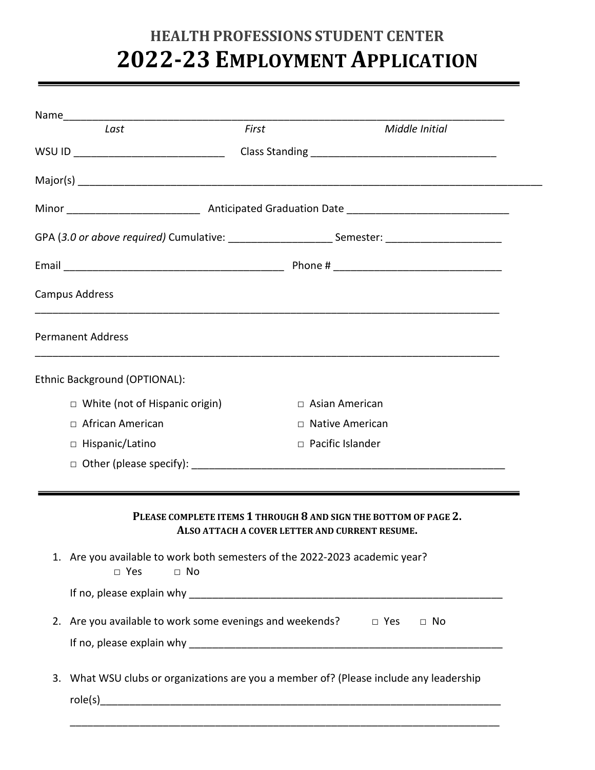## HEALTH PROFESSIONS STUDENT CENTER

# 2022-23 EMPLOYMENT APPLICATION

---

Name_____________________________________________________________________________
*Last* *First* *Middle Initial*

WSU ID __________________________ Class Standing ________________________________

Major(s) _________________________________________________________________________________

Minor _______________________ Anticipated Graduation Date ____________________________

GPA (*3.0 or above required)* Cumulative: _________________ Semester: ____________________

Email _______________________________________ Phone # _____________________________

Campus Address

_________________________________________________________________________________

Permanent Address

_________________________________________________________________________________

Ethnic Background (OPTIONAL):

□ White (not of Hispanic origin)
□ Asian American
□ African American
□ Native American
□ Hispanic/Latino
□ Pacific Islander
□ Other (please specify): _______________________________________________________

---

**PLEASE COMPLETE ITEMS 1 THROUGH 8 AND SIGN THE BOTTOM OF PAGE 2.**
**ALSO ATTACH A COVER LETTER AND CURRENT RESUME.**

1. Are you available to work both semesters of the 2022-2023 academic year?
   □ Yes □ No

   If no, please explain why _______________________________________________________

2. Are you available to work some evenings and weekends? □ Yes □ No

   If no, please explain why _______________________________________________________

3. What WSU clubs or organizations are you a member of? (Please include any leadership role(s)_____________________________________________________________________

   _______________________________________________________________________________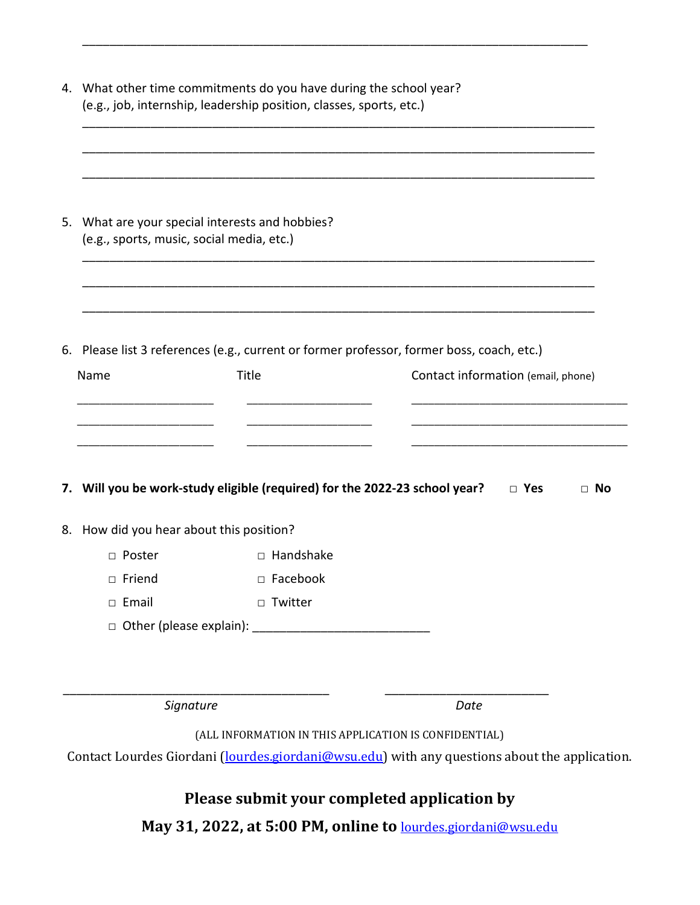\_\_\_\_\_\_\_\_\_\_\_\_\_\_\_\_\_\_\_\_\_\_\_\_\_\_\_\_\_\_\_\_\_\_\_\_\_\_\_\_\_\_\_\_\_\_\_\_\_\_\_\_\_\_\_\_\_\_\_\_\_\_\_\_\_\_\_\_\_\_

4. What other time commitments do you have during the school year?
   (e.g., job, internship, leadership position, classes, sports, etc.)

   \_\_\_\_\_\_\_\_\_\_\_\_\_\_\_\_\_\_\_\_\_\_\_\_\_\_\_\_\_\_\_\_\_\_\_\_\_\_\_\_\_\_\_\_\_\_\_\_\_\_\_\_\_\_\_\_\_\_\_\_\_\_\_\_\_\_\_\_\_\_

   \_\_\_\_\_\_\_\_\_\_\_\_\_\_\_\_\_\_\_\_\_\_\_\_\_\_\_\_\_\_\_\_\_\_\_\_\_\_\_\_\_\_\_\_\_\_\_\_\_\_\_\_\_\_\_\_\_\_\_\_\_\_\_\_\_\_\_\_\_\_

   \_\_\_\_\_\_\_\_\_\_\_\_\_\_\_\_\_\_\_\_\_\_\_\_\_\_\_\_\_\_\_\_\_\_\_\_\_\_\_\_\_\_\_\_\_\_\_\_\_\_\_\_\_\_\_\_\_\_\_\_\_\_\_\_\_\_\_\_\_\_

5. What are your special interests and hobbies?
   (e.g., sports, music, social media, etc.)

   \_\_\_\_\_\_\_\_\_\_\_\_\_\_\_\_\_\_\_\_\_\_\_\_\_\_\_\_\_\_\_\_\_\_\_\_\_\_\_\_\_\_\_\_\_\_\_\_\_\_\_\_\_\_\_\_\_\_\_\_\_\_\_\_\_\_\_\_\_\_

   \_\_\_\_\_\_\_\_\_\_\_\_\_\_\_\_\_\_\_\_\_\_\_\_\_\_\_\_\_\_\_\_\_\_\_\_\_\_\_\_\_\_\_\_\_\_\_\_\_\_\_\_\_\_\_\_\_\_\_\_\_\_\_\_\_\_\_\_\_\_

   \_\_\_\_\_\_\_\_\_\_\_\_\_\_\_\_\_\_\_\_\_\_\_\_\_\_\_\_\_\_\_\_\_\_\_\_\_\_\_\_\_\_\_\_\_\_\_\_\_\_\_\_\_\_\_\_\_\_\_\_\_\_\_\_\_\_\_\_\_\_

6. Please list 3 references (e.g., current or former professor, former boss, coach, etc.)

| Name | Title | Contact information (email, phone) |
|---|---|---|
| \_\_\_\_\_\_\_\_\_\_\_\_\_\_\_\_\_\_\_\_ | \_\_\_\_\_\_\_\_\_\_\_\_\_\_\_\_\_\_\_\_ | \_\_\_\_\_\_\_\_\_\_\_\_\_\_\_\_\_\_\_\_\_\_\_\_\_\_\_\_\_\_ |
| \_\_\_\_\_\_\_\_\_\_\_\_\_\_\_\_\_\_\_\_ | \_\_\_\_\_\_\_\_\_\_\_\_\_\_\_\_\_\_\_\_ | \_\_\_\_\_\_\_\_\_\_\_\_\_\_\_\_\_\_\_\_\_\_\_\_\_\_\_\_\_\_ |
| \_\_\_\_\_\_\_\_\_\_\_\_\_\_\_\_\_\_\_\_ | \_\_\_\_\_\_\_\_\_\_\_\_\_\_\_\_\_\_\_\_ | \_\_\_\_\_\_\_\_\_\_\_\_\_\_\_\_\_\_\_\_\_\_\_\_\_\_\_\_\_\_ |

7. **Will you be work-study eligible (required) for the 2022-23 school year?** □ **Yes** □ **No**

8. How did you hear about this position?

   □ Poster □ Handshake

   □ Friend □ Facebook

   □ Email □ Twitter

   □ Other (please explain): \_\_\_\_\_\_\_\_\_\_\_\_\_\_\_\_\_\_\_\_\_\_\_\_\_\_

\_\_\_\_\_\_\_\_\_\_\_\_\_\_\_\_\_\_\_\_\_\_\_\_\_\_\_\_\_\_\_\_\_\_\_\_\_\_\_\_ \_\_\_\_\_\_\_\_\_\_\_\_\_\_\_\_\_\_\_\_\_\_\_\_\_\_

*Signature* *Date*

(ALL INFORMATION IN THIS APPLICATION IS CONFIDENTIAL)

Contact Lourdes Giordani (lourdes.giordani@wsu.edu) with any questions about the application.

**Please submit your completed application by**

**May 31, 2022, at 5:00 PM, online to** lourdes.giordani@wsu.edu